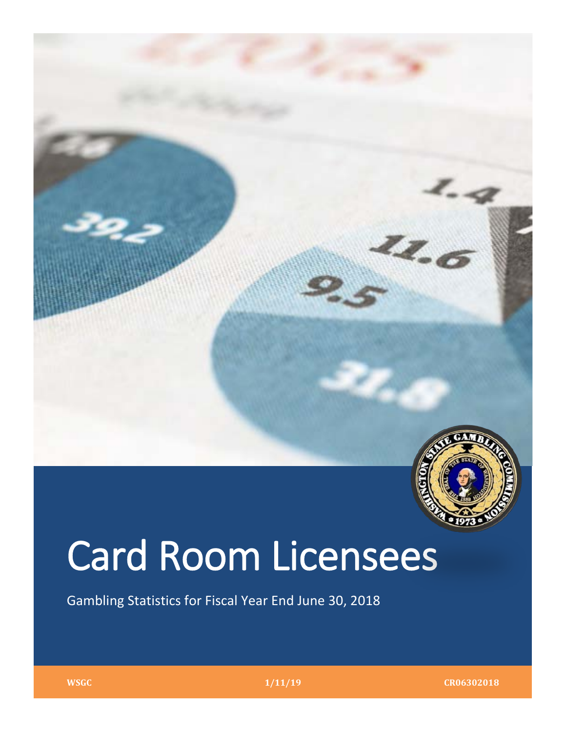# Card Room Licensees

Gambling Statistics for Fiscal Year End June 30, 2018

WSGC 1/11/19 CR06302018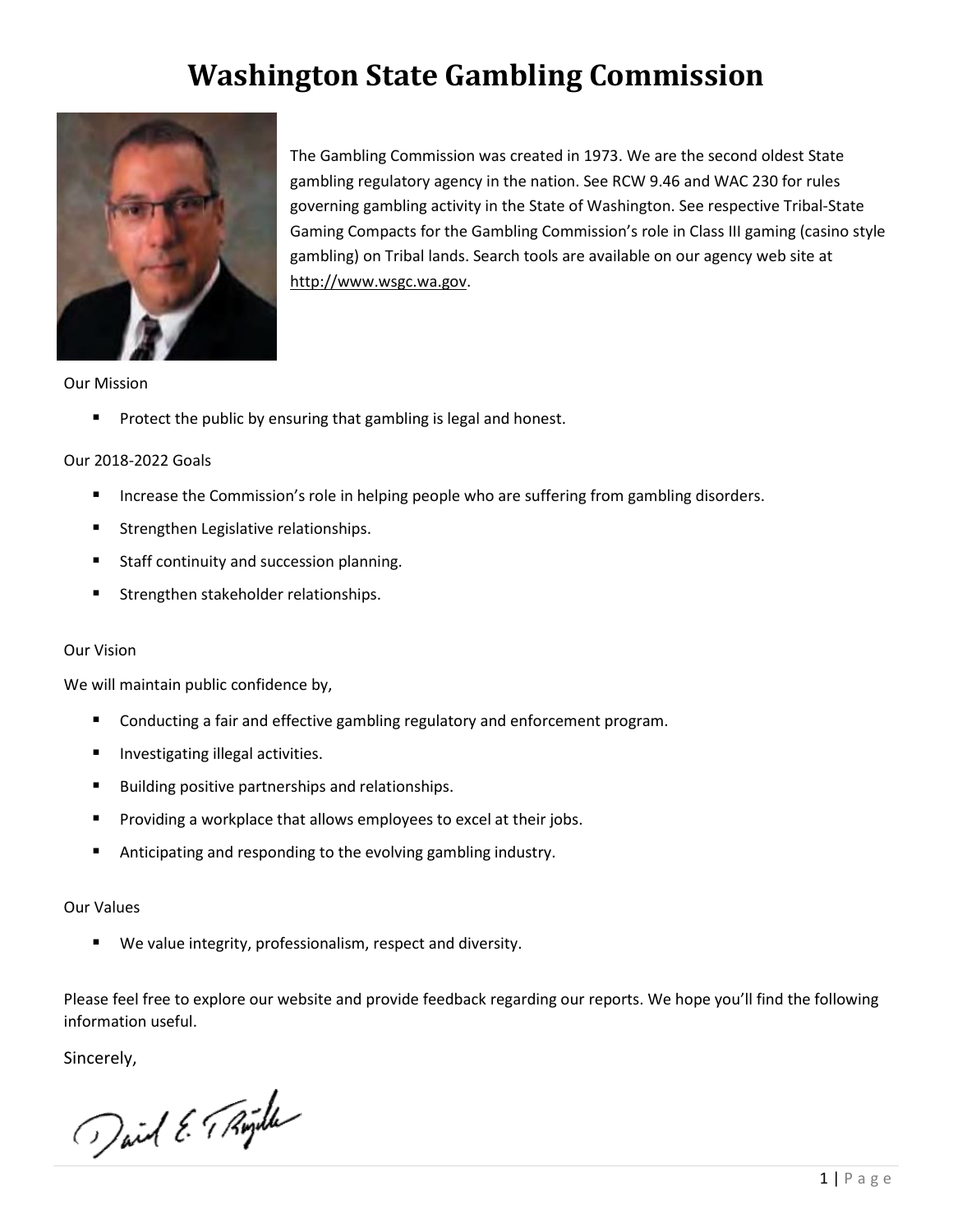# Washington State Gambling Commission

The Gambling Commission was created in 1973. We are the second oldest State gambling regulatory agency in the nation. See RCW 9.46 and WAC 230 for rules governing gambling activity in the State of Washington. See respective Tribal-State Gaming Compacts for the Gambling Commission's role in Class III gaming (casino style gambling) on Tribal lands. Search tools are available on our agency web site at http://www.wsgc.wa.gov.

Our Mission

- Protect the public by ensuring that gambling is legal and honest.

Our 2018-2022 Goals

- Increase the Commission's role in helping people who are suffering from gambling disorders.
- Strengthen Legislative relationships.
- Staff continuity and succession planning.
- Strengthen stakeholder relationships.

Our Vision

We will maintain public confidence by,

- Conducting a fair and effective gambling regulatory and enforcement program.
- Investigating illegal activities.
- Building positive partnerships and relationships.
- Providing a workplace that allows employees to excel at their jobs.
- Anticipating and responding to the evolving gambling industry.

Our Values

- We value integrity, professionalism, respect and diversity.

Please feel free to explore our website and provide feedback regarding our reports. We hope you'll find the following information useful.

Sincerely,

David E. Trujillo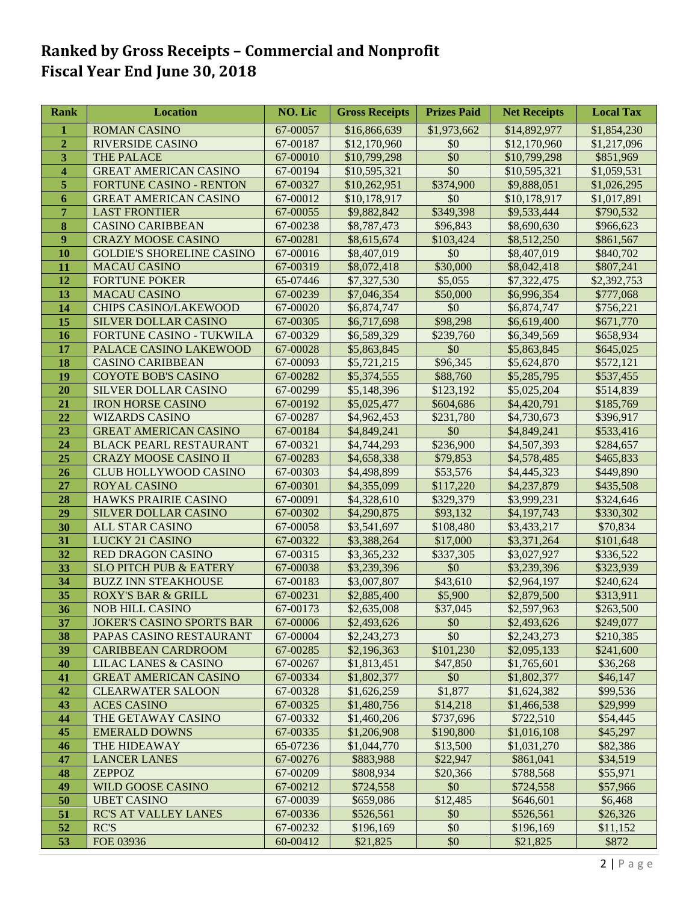# Ranked by Gross Receipts – Commercial and Nonprofit
# Fiscal Year End June 30, 2018

| Rank | Location | NO. Lic | Gross Receipts | Prizes Paid | Net Receipts | Local Tax |
|---|---|---|---|---|---|---|
| 1 | ROMAN CASINO | 67-00057 | $16,866,639 | $1,973,662 | $14,892,977 | $1,854,230 |
| 2 | RIVERSIDE CASINO | 67-00187 | $12,170,960 | $0 | $12,170,960 | $1,217,096 |
| 3 | THE PALACE | 67-00010 | $10,799,298 | $0 | $10,799,298 | $851,969 |
| 4 | GREAT AMERICAN CASINO | 67-00194 | $10,595,321 | $0 | $10,595,321 | $1,059,531 |
| 5 | FORTUNE CASINO - RENTON | 67-00327 | $10,262,951 | $374,900 | $9,888,051 | $1,026,295 |
| 6 | GREAT AMERICAN CASINO | 67-00012 | $10,178,917 | $0 | $10,178,917 | $1,017,891 |
| 7 | LAST FRONTIER | 67-00055 | $9,882,842 | $349,398 | $9,533,444 | $790,532 |
| 8 | CASINO CARIBBEAN | 67-00238 | $8,787,473 | $96,843 | $8,690,630 | $966,623 |
| 9 | CRAZY MOOSE CASINO | 67-00281 | $8,615,674 | $103,424 | $8,512,250 | $861,567 |
| 10 | GOLDIE'S SHORELINE CASINO | 67-00016 | $8,407,019 | $0 | $8,407,019 | $840,702 |
| 11 | MACAU CASINO | 67-00319 | $8,072,418 | $30,000 | $8,042,418 | $807,241 |
| 12 | FORTUNE POKER | 65-07446 | $7,327,530 | $5,055 | $7,322,475 | $2,392,753 |
| 13 | MACAU CASINO | 67-00239 | $7,046,354 | $50,000 | $6,996,354 | $777,068 |
| 14 | CHIPS CASINO/LAKEWOOD | 67-00020 | $6,874,747 | $0 | $6,874,747 | $756,221 |
| 15 | SILVER DOLLAR CASINO | 67-00305 | $6,717,698 | $98,298 | $6,619,400 | $671,770 |
| 16 | FORTUNE CASINO - TUKWILA | 67-00329 | $6,589,329 | $239,760 | $6,349,569 | $658,934 |
| 17 | PALACE CASINO LAKEWOOD | 67-00028 | $5,863,845 | $0 | $5,863,845 | $645,025 |
| 18 | CASINO CARIBBEAN | 67-00093 | $5,721,215 | $96,345 | $5,624,870 | $572,121 |
| 19 | COYOTE BOB'S CASINO | 67-00282 | $5,374,555 | $88,760 | $5,285,795 | $537,455 |
| 20 | SILVER DOLLAR CASINO | 67-00299 | $5,148,396 | $123,192 | $5,025,204 | $514,839 |
| 21 | IRON HORSE CASINO | 67-00192 | $5,025,477 | $604,686 | $4,420,791 | $185,769 |
| 22 | WIZARDS CASINO | 67-00287 | $4,962,453 | $231,780 | $4,730,673 | $396,917 |
| 23 | GREAT AMERICAN CASINO | 67-00184 | $4,849,241 | $0 | $4,849,241 | $533,416 |
| 24 | BLACK PEARL RESTAURANT | 67-00321 | $4,744,293 | $236,900 | $4,507,393 | $284,657 |
| 25 | CRAZY MOOSE CASINO II | 67-00283 | $4,658,338 | $79,853 | $4,578,485 | $465,833 |
| 26 | CLUB HOLLYWOOD CASINO | 67-00303 | $4,498,899 | $53,576 | $4,445,323 | $449,890 |
| 27 | ROYAL CASINO | 67-00301 | $4,355,099 | $117,220 | $4,237,879 | $435,508 |
| 28 | HAWKS PRAIRIE CASINO | 67-00091 | $4,328,610 | $329,379 | $3,999,231 | $324,646 |
| 29 | SILVER DOLLAR CASINO | 67-00302 | $4,290,875 | $93,132 | $4,197,743 | $330,302 |
| 30 | ALL STAR CASINO | 67-00058 | $3,541,697 | $108,480 | $3,433,217 | $70,834 |
| 31 | LUCKY 21 CASINO | 67-00322 | $3,388,264 | $17,000 | $3,371,264 | $101,648 |
| 32 | RED DRAGON CASINO | 67-00315 | $3,365,232 | $337,305 | $3,027,927 | $336,522 |
| 33 | SLO PITCH PUB & EATERY | 67-00038 | $3,239,396 | $0 | $3,239,396 | $323,939 |
| 34 | BUZZ INN STEAKHOUSE | 67-00183 | $3,007,807 | $43,610 | $2,964,197 | $240,624 |
| 35 | ROXY'S BAR & GRILL | 67-00231 | $2,885,400 | $5,900 | $2,879,500 | $313,911 |
| 36 | NOB HILL CASINO | 67-00173 | $2,635,008 | $37,045 | $2,597,963 | $263,500 |
| 37 | JOKER'S CASINO SPORTS BAR | 67-00006 | $2,493,626 | $0 | $2,493,626 | $249,077 |
| 38 | PAPAS CASINO RESTAURANT | 67-00004 | $2,243,273 | $0 | $2,243,273 | $210,385 |
| 39 | CARIBBEAN CARDROOM | 67-00285 | $2,196,363 | $101,230 | $2,095,133 | $241,600 |
| 40 | LILAC LANES & CASINO | 67-00267 | $1,813,451 | $47,850 | $1,765,601 | $36,268 |
| 41 | GREAT AMERICAN CASINO | 67-00334 | $1,802,377 | $0 | $1,802,377 | $46,147 |
| 42 | CLEARWATER SALOON | 67-00328 | $1,626,259 | $1,877 | $1,624,382 | $99,536 |
| 43 | ACES CASINO | 67-00325 | $1,480,756 | $14,218 | $1,466,538 | $29,999 |
| 44 | THE GETAWAY CASINO | 67-00332 | $1,460,206 | $737,696 | $722,510 | $54,445 |
| 45 | EMERALD DOWNS | 67-00335 | $1,206,908 | $190,800 | $1,016,108 | $45,297 |
| 46 | THE HIDEAWAY | 65-07236 | $1,044,770 | $13,500 | $1,031,270 | $82,386 |
| 47 | LANCER LANES | 67-00276 | $883,988 | $22,947 | $861,041 | $34,519 |
| 48 | ZEPPOZ | 67-00209 | $808,934 | $20,366 | $788,568 | $55,971 |
| 49 | WILD GOOSE CASINO | 67-00212 | $724,558 | $0 | $724,558 | $57,966 |
| 50 | UBET CASINO | 67-00039 | $659,086 | $12,485 | $646,601 | $6,468 |
| 51 | RC'S AT VALLEY LANES | 67-00336 | $526,561 | $0 | $526,561 | $26,326 |
| 52 | RC'S | 67-00232 | $196,169 | $0 | $196,169 | $11,152 |
| 53 | FOE 03936 | 60-00412 | $21,825 | $0 | $21,825 | $872 |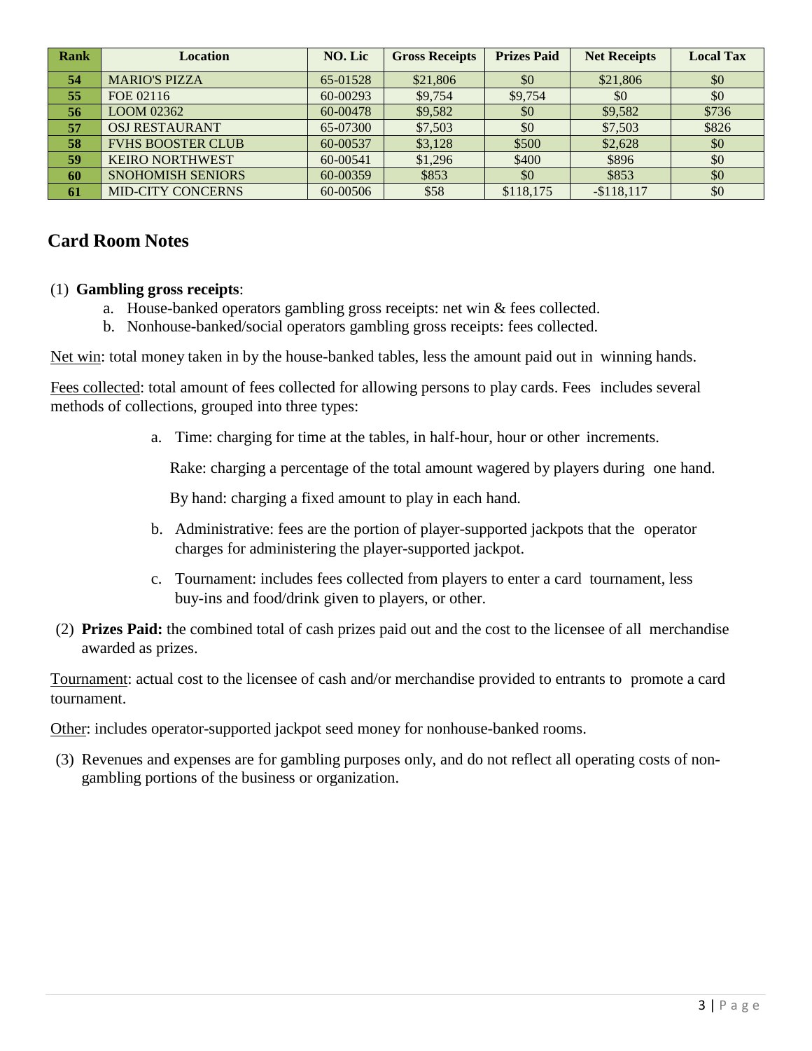| Rank | Location | NO. Lic | Gross Receipts | Prizes Paid | Net Receipts | Local Tax |
|---|---|---|---|---|---|---|
| 54 | MARIO'S PIZZA | 65-01528 | $21,806 | $0 | $21,806 | $0 |
| 55 | FOE 02116 | 60-00293 | $9,754 | $9,754 | $0 | $0 |
| 56 | LOOM 02362 | 60-00478 | $9,582 | $0 | $9,582 | $736 |
| 57 | OSJ RESTAURANT | 65-07300 | $7,503 | $0 | $7,503 | $826 |
| 58 | FVHS BOOSTER CLUB | 60-00537 | $3,128 | $500 | $2,628 | $0 |
| 59 | KEIRO NORTHWEST | 60-00541 | $1,296 | $400 | $896 | $0 |
| 60 | SNOHOMISH SENIORS | 60-00359 | $853 | $0 | $853 | $0 |
| 61 | MID-CITY CONCERNS | 60-00506 | $58 | $118,175 | -$118,117 | $0 |

## Card Room Notes

(1) **Gambling gross receipts**:

a. House-banked operators gambling gross receipts: net win & fees collected.
b. Nonhouse-banked/social operators gambling gross receipts: fees collected.

Net win: total money taken in by the house-banked tables, less the amount paid out in winning hands.

Fees collected: total amount of fees collected for allowing persons to play cards. Fees includes several methods of collections, grouped into three types:

a. Time: charging for time at the tables, in half-hour, hour or other increments.

   Rake: charging a percentage of the total amount wagered by players during one hand.

   By hand: charging a fixed amount to play in each hand.

b. Administrative: fees are the portion of player-supported jackpots that the operator charges for administering the player-supported jackpot.

c. Tournament: includes fees collected from players to enter a card tournament, less buy-ins and food/drink given to players, or other.

(2) **Prizes Paid:** the combined total of cash prizes paid out and the cost to the licensee of all merchandise awarded as prizes.

Tournament: actual cost to the licensee of cash and/or merchandise provided to entrants to promote a card tournament.

Other: includes operator-supported jackpot seed money for nonhouse-banked rooms.

(3) Revenues and expenses are for gambling purposes only, and do not reflect all operating costs of non-gambling portions of the business or organization.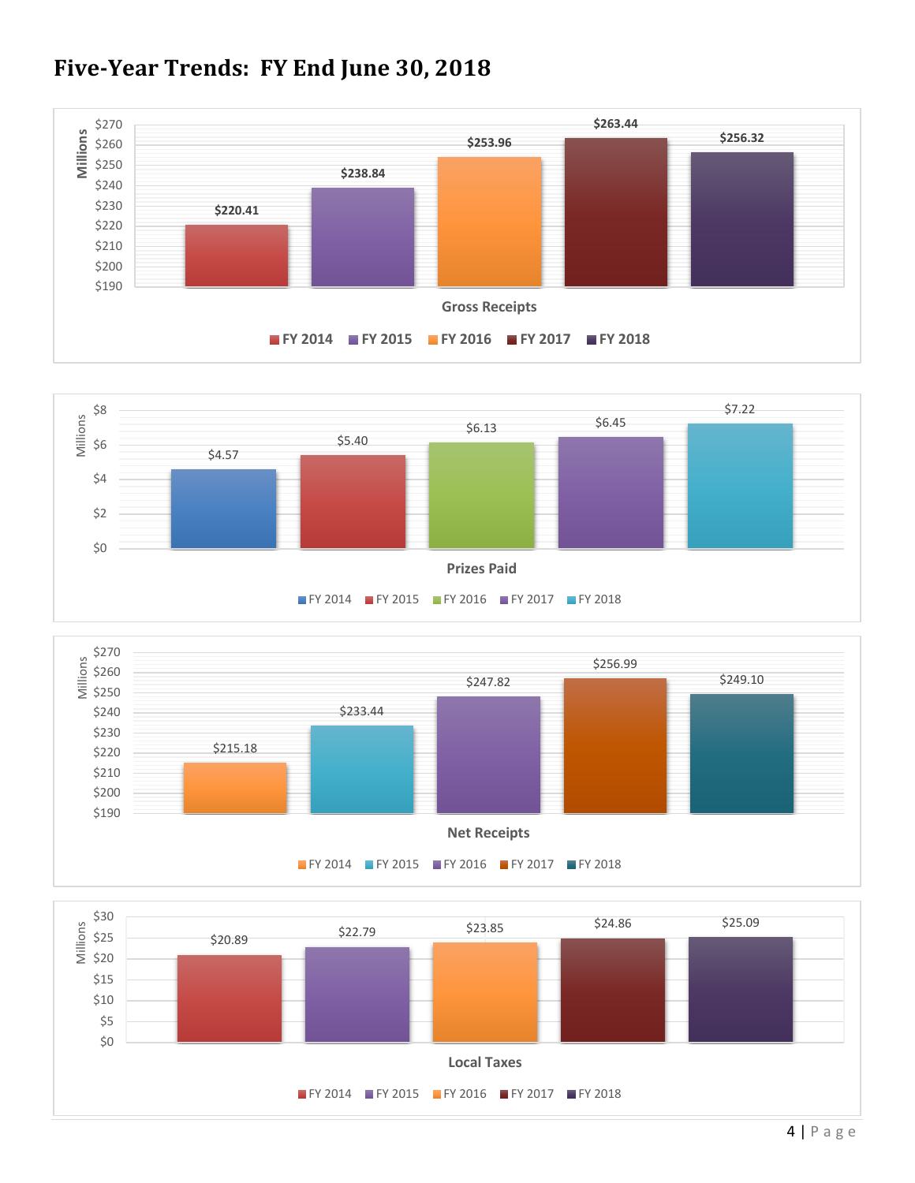# Five-Year Trends: FY End June 30, 2018

**Gross Receipts** (Millions)

| FY 2014 | FY 2015 | FY 2016 | FY 2017 | FY 2018 |
|---|---|---|---|---|
| $220.41 | $238.84 | $253.96 | $263.44 | $256.32 |

**Prizes Paid** (Millions)

| FY 2014 | FY 2015 | FY 2016 | FY 2017 | FY 2018 |
|---|---|---|---|---|
| $4.57 | $5.40 | $6.13 | $6.45 | $7.22 |

**Net Receipts** (Millions)

| FY 2014 | FY 2015 | FY 2016 | FY 2017 | FY 2018 |
|---|---|---|---|---|
| $215.18 | $233.44 | $247.82 | $256.99 | $249.10 |

**Local Taxes** (Millions)

| FY 2014 | FY 2015 | FY 2016 | FY 2017 | FY 2018 |
|---|---|---|---|---|
| $20.89 | $22.79 | $23.85 | $24.86 | $25.09 |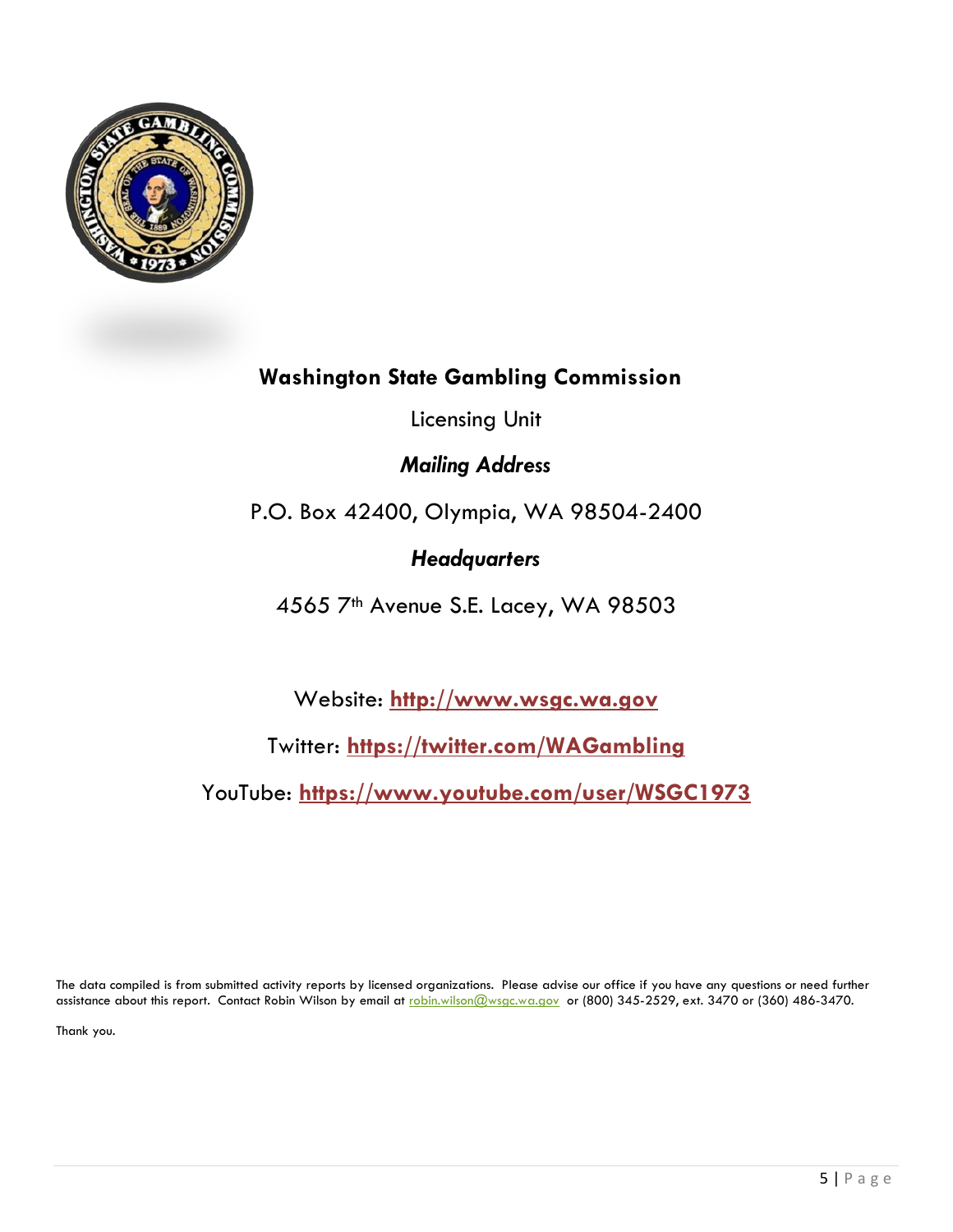**Washington State Gambling Commission**

Licensing Unit

***Mailing Address***

P.O. Box 42400, Olympia, WA 98504-2400

***Headquarters***

4565 7th Avenue S.E. Lacey, WA 98503

Website: **http://www.wsgc.wa.gov**

Twitter: **https://twitter.com/WAGambling**

YouTube: **https://www.youtube.com/user/WSGC1973**

The data compiled is from submitted activity reports by licensed organizations. Please advise our office if you have any questions or need further assistance about this report. Contact Robin Wilson by email at robin.wilson@wsgc.wa.gov or (800) 345-2529, ext. 3470 or (360) 486-3470.

Thank you.